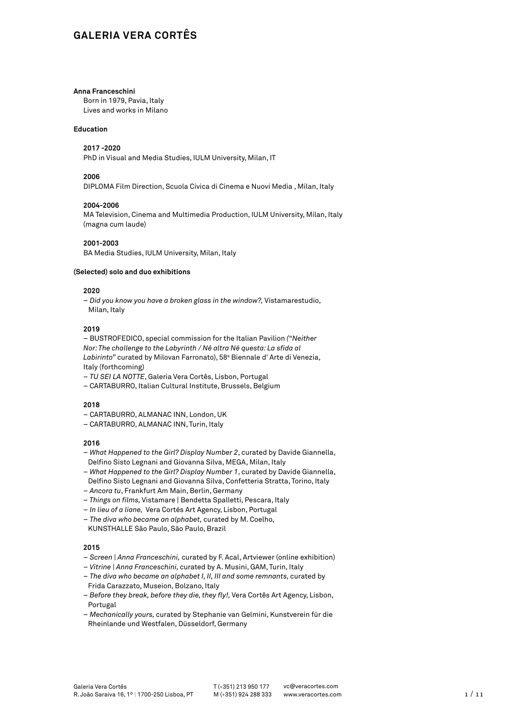# GALERIA VERA CORTÊS

**Anna Franceschini**

Born in 1979, Pavia, Italy
Lives and works in Milano

**Education**

**2017 -2020**
PhD in Visual and Media Studies, IULM University, Milan, IT

**2006**
DIPLOMA Film Direction, Scuola Civica di Cinema e Nuovi Media , Milan, Italy

**2004–2006**
MA Television, Cinema and Multimedia Production, IULM University, Milan, Italy (magna cum laude)

**2001–2003**
BA Media Studies, IULM University, Milan, Italy

**(Selected) solo and duo exhibitions**

**2020**

– *Did you know you have a broken glass in the window?,* Vistamarestudio, Milan, Italy

**2019**

– BUSTROFEDICO, special commission for the Italian Pavilion *("Neither Nor: The challenge to the Labyrinth / Né altra Né questa: La sfida al Labirinto"* curated by Milovan Farronato), 58ª Biennale d' Arte di Venezia, Italy (forthcoming)
– *TU SEI LA NOTTE*, Galeria Vera Cortês, Lisbon, Portugal
– CARTABURRO, Italian Cultural Institute, Brussels, Belgium

**2018**

– CARTABURRO, ALMANAC INN, London, UK
– CARTABURRO, ALMANAC INN, Turin, Italy

**2016**

– *What Happened to the Girl? Display Number 2*, curated by Davide Giannella, Delfino Sisto Legnani and Giovanna Silva, MEGA, Milan, Italy
– *What Happened to the Girl? Display Number 1*, curated by Davide Giannella, Delfino Sisto Legnani and Giovanna Silva, Confetteria Stratta, Torino, Italy
– *Ancora tu*, Frankfurt Am Main, Berlin, Germany
– *Things on films,* Vistamare | Bendetta Spalletti, Pescara, Italy
– *In lieu of a liane,* Vera Cortés Art Agency, Lisbon, Portugal
– *The diva who became an alphabet,* curated by M. Coelho, KUNSTHALLE São Paulo, São Paulo, Brazil

**2015**

– *Screen | Anna Franceschini,* curated by F. Acal, Artviewer (online exhibition)
– *Vitrine | Anna Franceschini,* curated by A. Musini, GAM, Turin, Italy
– *The diva who became an alphabet I, II, III and some remnants,* curated by Frida Carazzato, Museion, Bolzano, Italy
– *Before they break, before they die, they fly!,* Vera Cortês Art Agency, Lisbon, Portugal
– *Mechanically yours,* curated by Stephanie van Gelmini, Kunstverein für die Rheinlande und Westfalen, Düsseldorf, Germany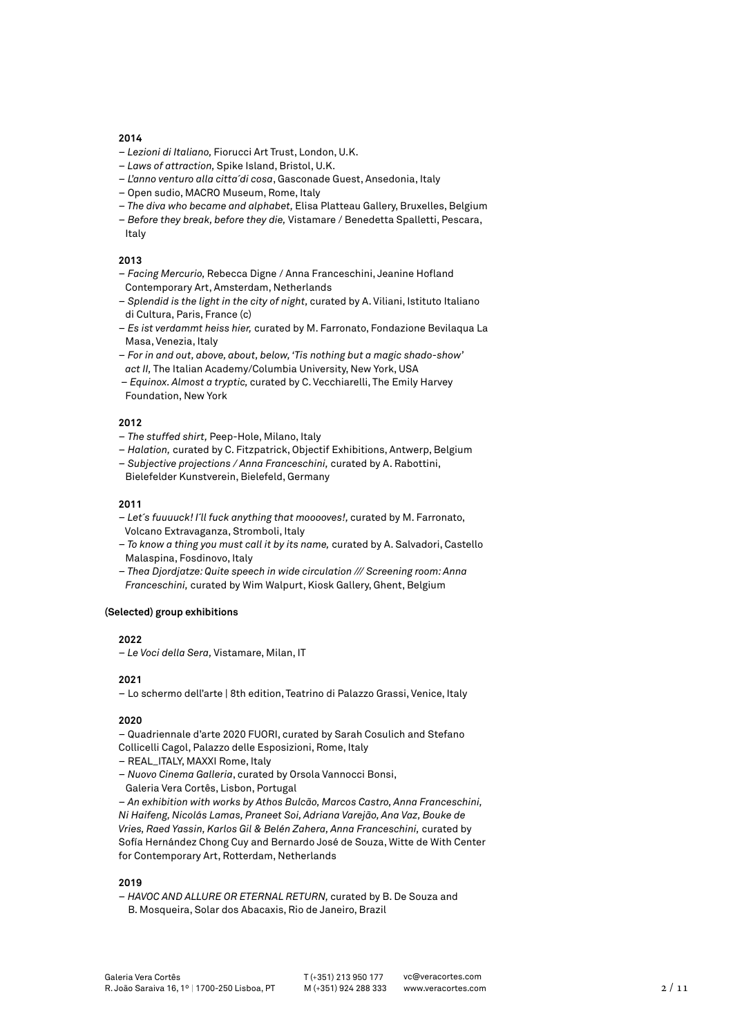**2014**

– *Lezioni di Italiano,* Fiorucci Art Trust, London, U.K.
– *Laws of attraction,* Spike Island, Bristol, U.K.
– *L'anno venturo alla citta´di cosa*, Gasconade Guest, Ansedonia, Italy
– Open sudio, MACRO Museum, Rome, Italy
– *The diva who became and alphabet,* Elisa Platteau Gallery, Bruxelles, Belgium
– *Before they break, before they die,* Vistamare / Benedetta Spalletti, Pescara, Italy

**2013**

– *Facing Mercurio,* Rebecca Digne / Anna Franceschini, Jeanine Hofland Contemporary Art, Amsterdam, Netherlands
– *Splendid is the light in the city of night,* curated by A. Viliani, Istituto Italiano di Cultura, Paris, France (c)
– *Es ist verdammt heiss hier,* curated by M. Farronato, Fondazione Bevilaqua La Masa, Venezia, Italy
– *For in and out, above, about, below, 'Tis nothing but a magic shado-show' act II,* The Italian Academy/Columbia University, New York, USA
– *Equinox. Almost a tryptic,* curated by C. Vecchiarelli, The Emily Harvey Foundation, New York

**2012**

– *The stuffed shirt,* Peep-Hole, Milano, Italy
– *Halation,* curated by C. Fitzpatrick, Objectif Exhibitions, Antwerp, Belgium
– *Subjective projections / Anna Franceschini,* curated by A. Rabottini, Bielefelder Kunstverein, Bielefeld, Germany

**2011**

– *Let´s fuuuuck! I´ll fuck anything that mooooves!,* curated by M. Farronato, Volcano Extravaganza, Stromboli, Italy
– *To know a thing you must call it by its name,* curated by A. Salvadori, Castello Malaspina, Fosdinovo, Italy
– *Thea Djordjatze: Quite speech in wide circulation /// Screening room: Anna Franceschini,* curated by Wim Walpurt, Kiosk Gallery, Ghent, Belgium

**(Selected) group exhibitions**

**2022**

– *Le Voci della Sera,* Vistamare, Milan, IT

**2021**

– Lo schermo dell'arte | 8th edition, Teatrino di Palazzo Grassi, Venice, Italy

**2020**

– Quadriennale d'arte 2020 FUORI, curated by Sarah Cosulich and Stefano Collicelli Cagol, Palazzo delle Esposizioni, Rome, Italy
– REAL_ITALY, MAXXI Rome, Italy
– *Nuovo Cinema Galleria*, curated by Orsola Vannocci Bonsi, Galeria Vera Cortês, Lisbon, Portugal
– *An exhibition with works by Athos Bulcão, Marcos Castro, Anna Franceschini, Ni Haifeng, Nicolás Lamas, Praneet Soi, Adriana Varejão, Ana Vaz, Bouke de Vries, Raed Yassin, Karlos Gil & Belén Zahera, Anna Franceschini,* curated by Sofía Hernández Chong Cuy and Bernardo José de Souza, Witte de With Center for Contemporary Art, Rotterdam, Netherlands

**2019**

– *HAVOC AND ALLURE OR ETERNAL RETURN,* curated by B. De Souza and B. Mosqueira, Solar dos Abacaxis, Rio de Janeiro, Brazil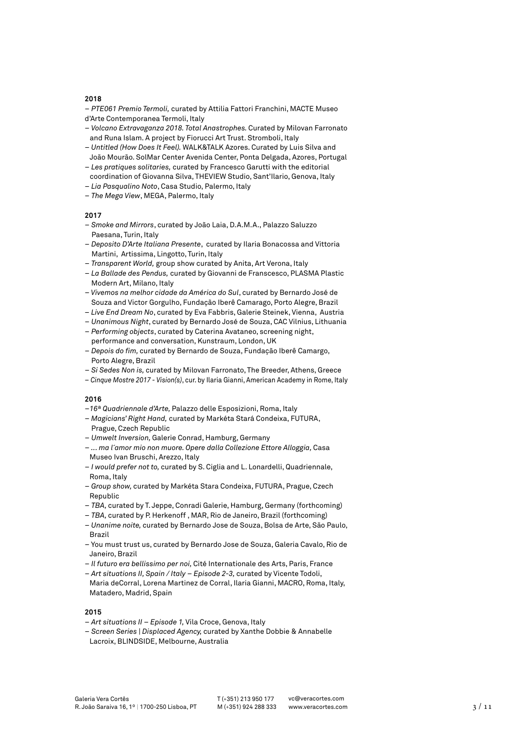**2018**

– *PTE061 Premio Termoli,* curated by Attilia Fattori Franchini, MACTE Museo d'Arte Contemporanea Termoli, Italy
– *Volcano Extravaganza 2018. Total Anastrophes.* Curated by Milovan Farronato and Runa Islam. A project by Fiorucci Art Trust. Stromboli, Italy
– *Untitled (How Does It Feel).* WALK&TALK Azores. Curated by Luis Silva and João Mourão. SolMar Center Avenida Center, Ponta Delgada, Azores, Portugal
– *Les pratiques solitaries,* curated by Francesco Garutti with the editorial coordination of Giovanna Silva, THEVIEW Studio, Sant'Ilario, Genova, Italy
– *Lia Pasqualino Noto*, Casa Studio, Palermo, Italy
– *The Mega View*, MEGA, Palermo, Italy

**2017**

– *Smoke and Mirrors*, curated by João Laia, D.A.M.A., Palazzo Saluzzo Paesana, Turin, Italy
– *Deposito D'Arte Italiana Presente*, curated by Ilaria Bonacossa and Vittoria Martini, Artissima, Lingotto, Turin, Italy
– *Transparent World,* group show curated by Anita, Art Verona, Italy
– *La Ballade des Pendus,* curated by Giovanni de Franscesco, PLASMA Plastic Modern Art, Milano, Italy
– *Vivemos na melhor cidade da América do Sul*, curated by Bernardo José de Souza and Victor Gorgulho, Fundação Iberê Camarago, Porto Alegre, Brazil
– *Live End Dream No*, curated by Eva Fabbris, Galerie Steinek, Vienna, Austria
– *Unanimous Night*, curated by Bernardo José de Souza, CAC Vilnius, Lithuania
– *Performing objects*, curated by Caterina Avataneo, screening night, performance and conversation, Kunstraum, London, UK
– *Depois do fim,* curated by Bernardo de Souza, Fundação Iberê Camargo, Porto Alegre, Brazil
– *Si Sedes Non is,* curated by Milovan Farronato, The Breeder, Athens, Greece
– *Cinque Mostre 2017 - Vision(s)*, cur. by Ilaria Gianni, American Academy in Rome, Italy

**2016**

–*16ª Quadriennale d'Arte,* Palazzo delle Esposizioni, Roma, Italy
– *Magicians' Right Hand,* curated by Markéta Stará Condeixa, FUTURA, Prague, Czech Republic
– *Umwelt Inversion,* Galerie Conrad, Hamburg, Germany
– *... ma l´amor mio non muore. Opere dalla Collezione Ettore Alloggia,* Casa Museo Ivan Bruschi, Arezzo, Italy
– *I would prefer not to,* curated by S. Ciglia and L. Lonardelli, Quadriennale, Roma, Italy
– *Group show,* curated by Markéta Stara Condeixa, FUTURA, Prague, Czech Republic
– *TBA,* curated by T. Jeppe, Conradi Galerie, Hamburg, Germany (forthcoming)
– *TBA,* curated by P. Herkenoff , MAR, Rio de Janeiro, Brazil (forthcoming)
– *Unanime noite,* curated by Bernardo Jose de Souza, Bolsa de Arte, São Paulo, Brazil
– You must trust us, curated by Bernardo Jose de Souza, Galeria Cavalo, Rio de Janeiro, Brazil
– *Il futuro era bellissimo per noi,* Cité Internationale des Arts, Paris, France
– *Art situations II, Spain / Italy – Episode 2-3,* curated by Vicente Todoli, Maria deCorral, Lorena Martinez de Corral, Ilaria Gianni, MACRO, Roma, Italy, Matadero, Madrid, Spain

**2015**

– *Art situations II – Episode 1,* Vila Croce, Genova, Italy
– *Screen Series | Displaced Agency,* curated by Xanthe Dobbie & Annabelle Lacroix, BLINDSIDE, Melbourne, Australia

Galeria Vera Cortês
R. João Saraiva 16, 1º | 1700-250 Lisboa, PT
T (+351) 213 950 177
M (+351) 924 288 333
vc@veracortes.com
www.veracortes.com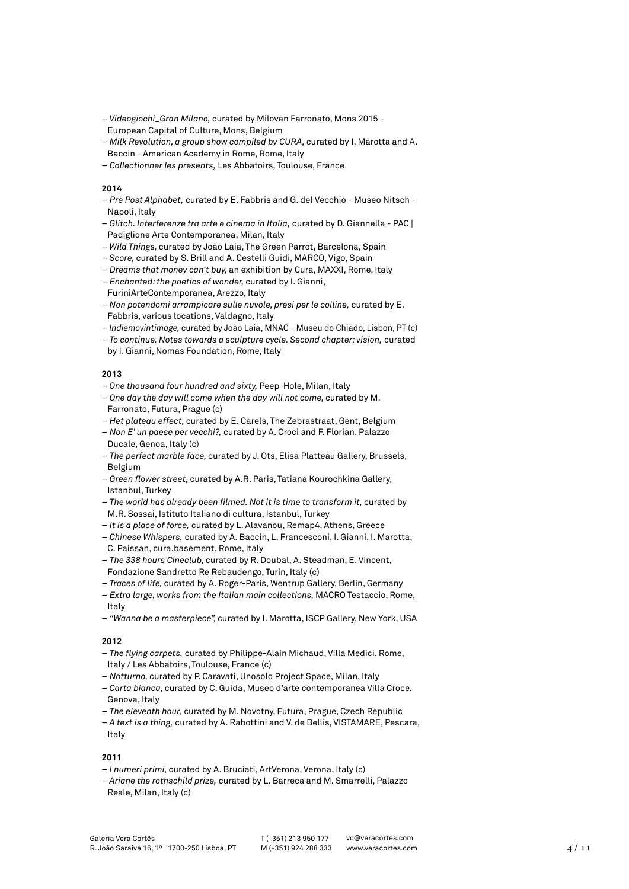– *Videogiochi_Gran Milano,* curated by Milovan Farronato, Mons 2015 - European Capital of Culture, Mons, Belgium
– *Milk Revolution, a group show compiled by CURA,* curated by I. Marotta and A. Baccin - American Academy in Rome, Rome, Italy
– *Collectionner les presents,* Les Abbatoirs, Toulouse, France

**2014**

– *Pre Post Alphabet,* curated by E. Fabbris and G. del Vecchio - Museo Nitsch - Napoli, Italy
– *Glitch. Interferenze tra arte e cinema in Italia,* curated by D. Giannella - PAC | Padiglione Arte Contemporanea, Milan, Italy
– *Wild Things,* curated by João Laia, The Green Parrot, Barcelona, Spain
– *Score,* curated by S. Brill and A. Cestelli Guidi, MARCO, Vigo, Spain
– *Dreams that money can´t buy,* an exhibition by Cura, MAXXI, Rome, Italy
– *Enchanted: the poetics of wonder,* curated by I. Gianni, FuriniArteContemporanea, Arezzo, Italy
– *Non potendomi arrampicare sulle nuvole, presi per le colline,* curated by E. Fabbris, various locations, Valdagno, Italy
– *Indiemovintimage,* curated by João Laia, MNAC - Museu do Chiado, Lisbon, PT (c)
– *To continue. Notes towards a sculpture cycle. Second chapter: vision,* curated by I. Gianni, Nomas Foundation, Rome, Italy

**2013**

– *One thousand four hundred and sixty,* Peep-Hole, Milan, Italy
– *One day the day will come when the day will not come,* curated by M. Farronato, Futura, Prague (c)
– *Het plateau effect,* curated by E. Carels, The Zebrastraat, Gent, Belgium
– *Non E' un paese per vecchi?,* curated by A. Croci and F. Florian, Palazzo Ducale, Genoa, Italy (c)
– *The perfect marble face,* curated by J. Ots, Elisa Platteau Gallery, Brussels, Belgium
– *Green flower street,* curated by A.R. Paris, Tatiana Kourochkina Gallery, Istanbul, Turkey
– *The world has already been filmed. Not it is time to transform it,* curated by M.R. Sossai, Istituto Italiano di cultura, Istanbul, Turkey
– *It is a place of force,* curated by L. Alavanou, Remap4, Athens, Greece
– *Chinese Whispers,* curated by A. Baccin, L. Francesconi, I. Gianni, I. Marotta, C. Paissan, cura.basement, Rome, Italy
– *The 338 hours Cineclub,* curated by R. Doubal, A. Steadman, E. Vincent, Fondazione Sandretto Re Rebaudengo, Turin, Italy (c)
– *Traces of life,* curated by A. Roger-Paris, Wentrup Gallery, Berlin, Germany
– *Extra large, works from the Italian main collections,* MACRO Testaccio, Rome, Italy
– *"Wanna be a masterpiece",* curated by I. Marotta, ISCP Gallery, New York, USA

**2012**

– *The flying carpets,* curated by Philippe-Alain Michaud, Villa Medici, Rome, Italy / Les Abbatoirs, Toulouse, France (c)
– *Notturno,* curated by P. Caravati, Unosolo Project Space, Milan, Italy
– *Carta bianca,* curated by C. Guida, Museo d'arte contemporanea Villa Croce, Genova, Italy
– *The eleventh hour,* curated by M. Novotny, Futura, Prague, Czech Republic
– *A text is a thing,* curated by A. Rabottini and V. de Bellis, VISTAMARE, Pescara, Italy

**2011**

– *I numeri primi,* curated by A. Bruciati, ArtVerona, Verona, Italy (c)
– *Ariane the rothschild prize,* curated by L. Barreca and M. Smarrelli, Palazzo Reale, Milan, Italy (c)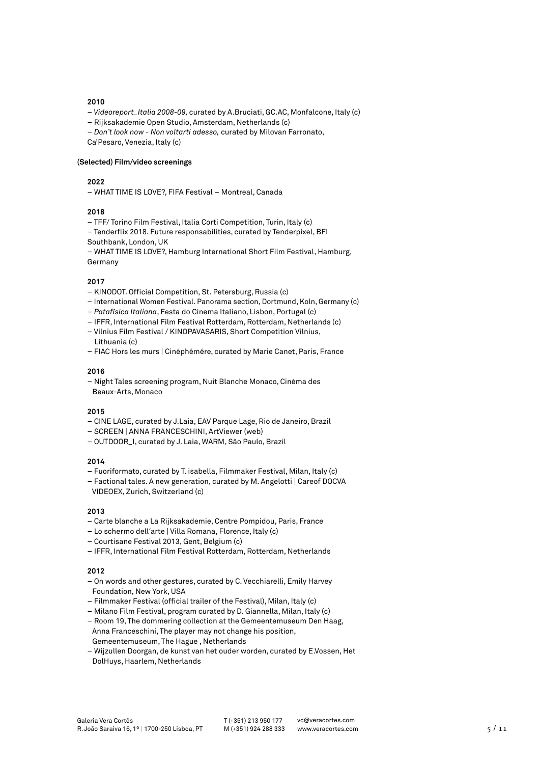**2010**

– *Videoreport_Italia 2008-09,* curated by A.Bruciati, GC.AC, Monfalcone, Italy (c)
– Rijksakademie Open Studio, Amsterdam, Netherlands (c)
– *Don´t look now - Non voltarti adesso,* curated by Milovan Farronato, Ca'Pesaro, Venezia, Italy (c)

**(Selected) Film/video screenings**

**2022**

– WHAT TIME IS LOVE?, FIFA Festival – Montreal, Canada

**2018**

– TFF/ Torino Film Festival, Italia Corti Competition, Turin, Italy (c)
– Tenderflix 2018. Future responsabilities, curated by Tenderpixel, BFI Southbank, London, UK
– WHAT TIME IS LOVE?, Hamburg International Short Film Festival, Hamburg, Germany

**2017**

– KINODOT. Official Competition, St. Petersburg, Russia (c)
– International Women Festival. Panorama section, Dortmund, Koln, Germany (c)
– *Patafísica Italiana*, Festa do Cinema Italiano, Lisbon, Portugal (c)
– IFFR, International Film Festival Rotterdam, Rotterdam, Netherlands (c)
– Vilnius Film Festival / KINOPAVASARIS, Short Competition Vilnius, Lithuania (c)
– FIAC Hors les murs | Cinéphémére, curated by Marie Canet, Paris, France

**2016**

– Night Tales screening program, Nuit Blanche Monaco, Cinéma des Beaux-Arts, Monaco

**2015**

– CINE LAGE, curated by J.Laia, EAV Parque Lage, Rio de Janeiro, Brazil
– SCREEN | ANNA FRANCESCHINI, ArtViewer (web)
– OUTDOOR_I, curated by J. Laia, WARM, São Paulo, Brazil

**2014**

– Fuoriformato, curated by T. isabella, Filmmaker Festival, Milan, Italy (c)
– Factional tales. A new generation, curated by M. Angelotti | Careof DOCVA VIDEOEX, Zurich, Switzerland (c)

**2013**

– Carte blanche a La Rijksakademie, Centre Pompidou, Paris, France
– Lo schermo dell´arte | Villa Romana, Florence, Italy (c)
– Courtisane Festival 2013, Gent, Belgium (c)
– IFFR, International Film Festival Rotterdam, Rotterdam, Netherlands

**2012**

– On words and other gestures, curated by C. Vecchiarelli, Emily Harvey Foundation, New York, USA
– Filmmaker Festival (official trailer of the Festival), Milan, Italy (c)
– Milano Film Festival, program curated by D. Giannella, Milan, Italy (c)
– Room 19, The dommering collection at the Gemeentemuseum Den Haag, Anna Franceschini, The player may not change his position, Gemeentemuseum, The Hague , Netherlands
– Wijzullen Doorgan, de kunst van het ouder worden, curated by E.Vossen, Het DolHuys, Haarlem, Netherlands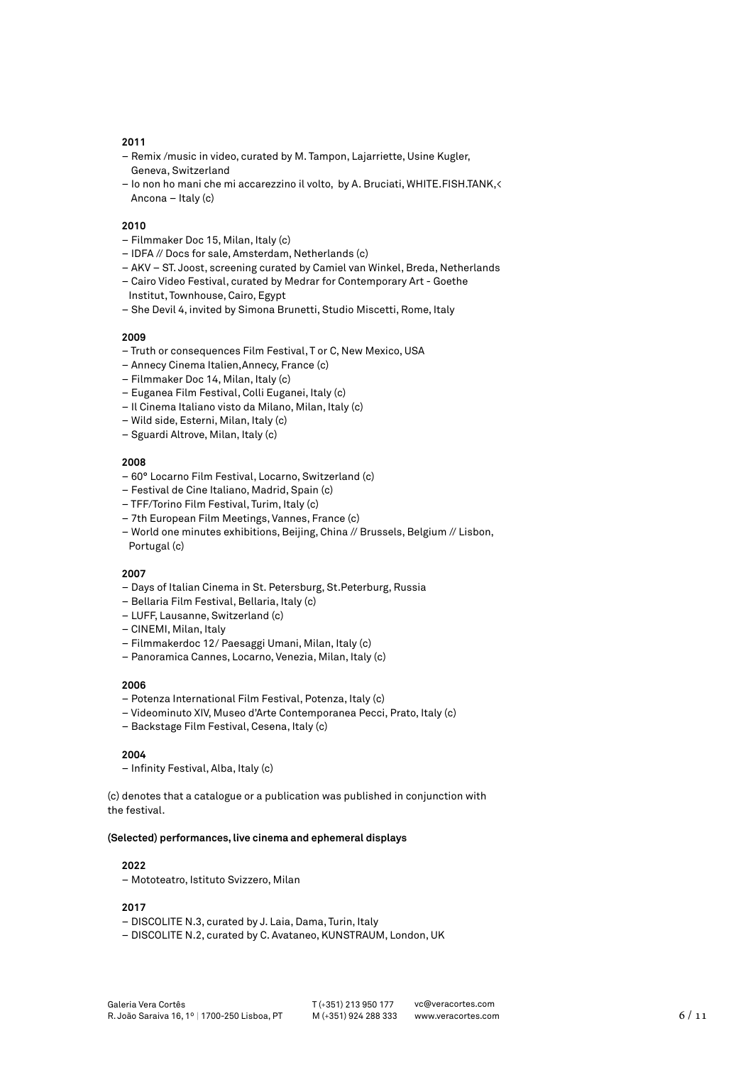**2011**

- Remix /music in video, curated by M. Tampon, Lajarriette, Usine Kugler, Geneva, Switzerland
- Io non ho mani che mi accarezzino il volto, by A. Bruciati, WHITE.FISH.TANK,< Ancona – Italy (c)

**2010**

- Filmmaker Doc 15, Milan, Italy (c)
- IDFA // Docs for sale, Amsterdam, Netherlands (c)
- AKV – ST. Joost, screening curated by Camiel van Winkel, Breda, Netherlands
- Cairo Video Festival, curated by Medrar for Contemporary Art - Goethe Institut, Townhouse, Cairo, Egypt
- She Devil 4, invited by Simona Brunetti, Studio Miscetti, Rome, Italy

**2009**

- Truth or consequences Film Festival, T or C, New Mexico, USA
- Annecy Cinema Italien,Annecy, France (c)
- Filmmaker Doc 14, Milan, Italy (c)
- Euganea Film Festival, Colli Euganei, Italy (c)
- Il Cinema Italiano visto da Milano, Milan, Italy (c)
- Wild side, Esterni, Milan, Italy (c)
- Sguardi Altrove, Milan, Italy (c)

**2008**

- 60° Locarno Film Festival, Locarno, Switzerland (c)
- Festival de Cine Italiano, Madrid, Spain (c)
- TFF/Torino Film Festival, Turim, Italy (c)
- 7th European Film Meetings, Vannes, France (c)
- World one minutes exhibitions, Beijing, China // Brussels, Belgium // Lisbon, Portugal (c)

**2007**

- Days of Italian Cinema in St. Petersburg, St.Peterburg, Russia
- Bellaria Film Festival, Bellaria, Italy (c)
- LUFF, Lausanne, Switzerland (c)
- CINEMI, Milan, Italy
- Filmmakerdoc 12/ Paesaggi Umani, Milan, Italy (c)
- Panoramica Cannes, Locarno, Venezia, Milan, Italy (c)

**2006**

- Potenza International Film Festival, Potenza, Italy (c)
- Videominuto XIV, Museo d'Arte Contemporanea Pecci, Prato, Italy (c)
- Backstage Film Festival, Cesena, Italy (c)

**2004**

- Infinity Festival, Alba, Italy (c)

(c) denotes that a catalogue or a publication was published in conjunction with the festival.

**(Selected) performances, live cinema and ephemeral displays**

**2022**

- Mototeatro, Istituto Svizzero, Milan

**2017**

- DISCOLITE N.3, curated by J. Laia, Dama, Turin, Italy
- DISCOLITE N.2, curated by C. Avataneo, KUNSTRAUM, London, UK

Galeria Vera Cortês
R. João Saraiva 16, 1º | 1700-250 Lisboa, PT
T (+351) 213 950 177
M (+351) 924 288 333
vc@veracortes.com
www.veracortes.com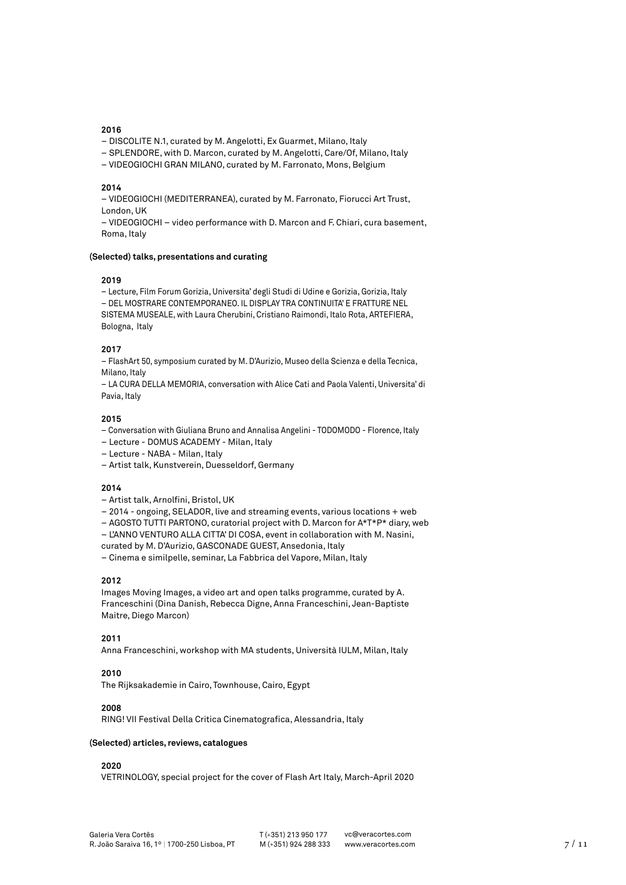**2016**

– DISCOLITE N.1, curated by M. Angelotti, Ex Guarmet, Milano, Italy
– SPLENDORE, with D. Marcon, curated by M. Angelotti, Care/Of, Milano, Italy
– VIDEOGIOCHI GRAN MILANO, curated by M. Farronato, Mons, Belgium

**2014**

– VIDEOGIOCHI (MEDITERRANEA), curated by M. Farronato, Fiorucci Art Trust, London, UK
– VIDEOGIOCHI – video performance with D. Marcon and F. Chiari, cura basement, Roma, Italy

**(Selected) talks, presentations and curating**

**2019**

– Lecture, Film Forum Gorizia, Universita' degli Studi di Udine e Gorizia, Gorizia, Italy
– DEL MOSTRARE CONTEMPORANEO. IL DISPLAY TRA CONTINUITA' E FRATTURE NEL SISTEMA MUSEALE, with Laura Cherubini, Cristiano Raimondi, Italo Rota, ARTEFIERA, Bologna, Italy

**2017**

– FlashArt 50, symposium curated by M. D'Aurizio, Museo della Scienza e della Tecnica, Milano, Italy
– LA CURA DELLA MEMORIA, conversation with Alice Cati and Paola Valenti, Universita' di Pavia, Italy

**2015**

– Conversation with Giuliana Bruno and Annalisa Angelini - TODOMODO - Florence, Italy
– Lecture - DOMUS ACADEMY - Milan, Italy
– Lecture - NABA - Milan, Italy
– Artist talk, Kunstverein, Duesseldorf, Germany

**2014**

– Artist talk, Arnolfini, Bristol, UK
– 2014 - ongoing, SELADOR, live and streaming events, various locations + web
– AGOSTO TUTTI PARTONO, curatorial project with D. Marcon for A*T*P* diary, web
– L'ANNO VENTURO ALLA CITTA' DI COSA, event in collaboration with M. Nasini, curated by M. D'Aurizio, GASCONADE GUEST, Ansedonia, Italy
– Cinema e similpelle, seminar, La Fabbrica del Vapore, Milan, Italy

**2012**

Images Moving Images, a video art and open talks programme, curated by A. Franceschini (Dina Danish, Rebecca Digne, Anna Franceschini, Jean-Baptiste Maitre, Diego Marcon)

**2011**

Anna Franceschini, workshop with MA students, Università IULM, Milan, Italy

**2010**

The Rijksakademie in Cairo, Townhouse, Cairo, Egypt

**2008**

RING! VII Festival Della Critica Cinematografica, Alessandria, Italy

**(Selected) articles, reviews, catalogues**

**2020**

VETRINOLOGY, special project for the cover of Flash Art Italy, March-April 2020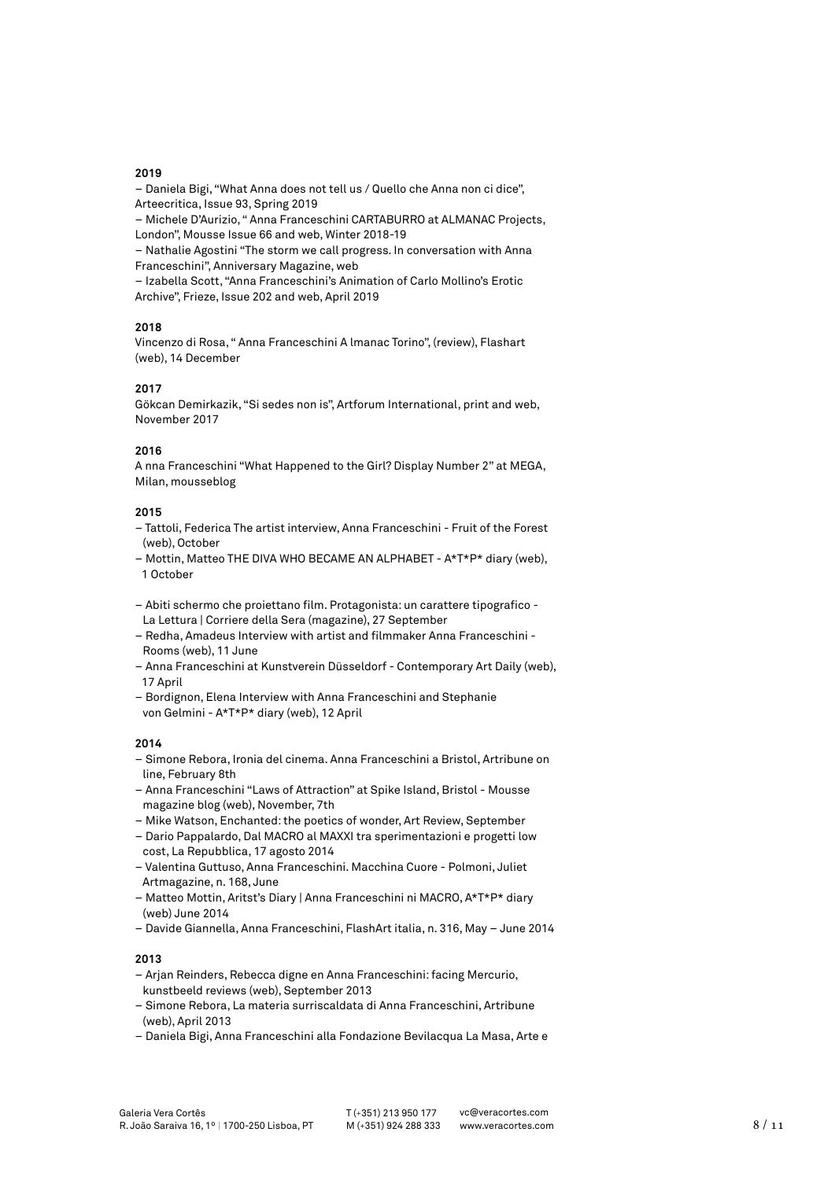**2019**

– Daniela Bigi, "What Anna does not tell us / Quello che Anna non ci dice", Arteecritica, Issue 93, Spring 2019
– Michele D'Aurizio, " Anna Franceschini CARTABURRO at ALMANAC Projects, London", Mousse Issue 66 and web, Winter 2018-19
– Nathalie Agostini "The storm we call progress. In conversation with Anna Franceschini", Anniversary Magazine, web
– Izabella Scott, "Anna Franceschini's Animation of Carlo Mollino's Erotic Archive", Frieze, Issue 202 and web, April 2019

**2018**

Vincenzo di Rosa, " Anna Franceschini A lmanac Torino", (review), Flashart (web), 14 December

**2017**

Gökcan Demirkazik, "Si sedes non is", Artforum International, print and web, November 2017

**2016**

A nna Franceschini "What Happened to the Girl? Display Number 2" at MEGA, Milan, mousseblog

**2015**

– Tattoli, Federica The artist interview, Anna Franceschini - Fruit of the Forest (web), October
– Mottin, Matteo THE DIVA WHO BECAME AN ALPHABET - A*T*P* diary (web), 1 October

– Abiti schermo che proiettano film. Protagonista: un carattere tipografico - La Lettura | Corriere della Sera (magazine), 27 September
– Redha, Amadeus Interview with artist and filmmaker Anna Franceschini - Rooms (web), 11 June
– Anna Franceschini at Kunstverein Düsseldorf - Contemporary Art Daily (web), 17 April
– Bordignon, Elena Interview with Anna Franceschini and Stephanie von Gelmini - A*T*P* diary (web), 12 April

**2014**

– Simone Rebora, Ironia del cinema. Anna Franceschini a Bristol, Artribune on line, February 8th
– Anna Franceschini "Laws of Attraction" at Spike Island, Bristol - Mousse magazine blog (web), November, 7th
– Mike Watson, Enchanted: the poetics of wonder, Art Review, September
– Dario Pappalardo, Dal MACRO al MAXXI tra sperimentazioni e progetti low cost, La Repubblica, 17 agosto 2014
– Valentina Guttuso, Anna Franceschini. Macchina Cuore - Polmoni, Juliet Artmagazine, n. 168, June
– Matteo Mottin, Aritst's Diary | Anna Franceschini ni MACRO, A*T*P* diary (web) June 2014
– Davide Giannella, Anna Franceschini, FlashArt italia, n. 316, May – June 2014

**2013**

– Arjan Reinders, Rebecca digne en Anna Franceschini: facing Mercurio, kunstbeeld reviews (web), September 2013
– Simone Rebora, La materia surriscaldata di Anna Franceschini, Artribune (web), April 2013
– Daniela Bigi, Anna Franceschini alla Fondazione Bevilacqua La Masa, Arte e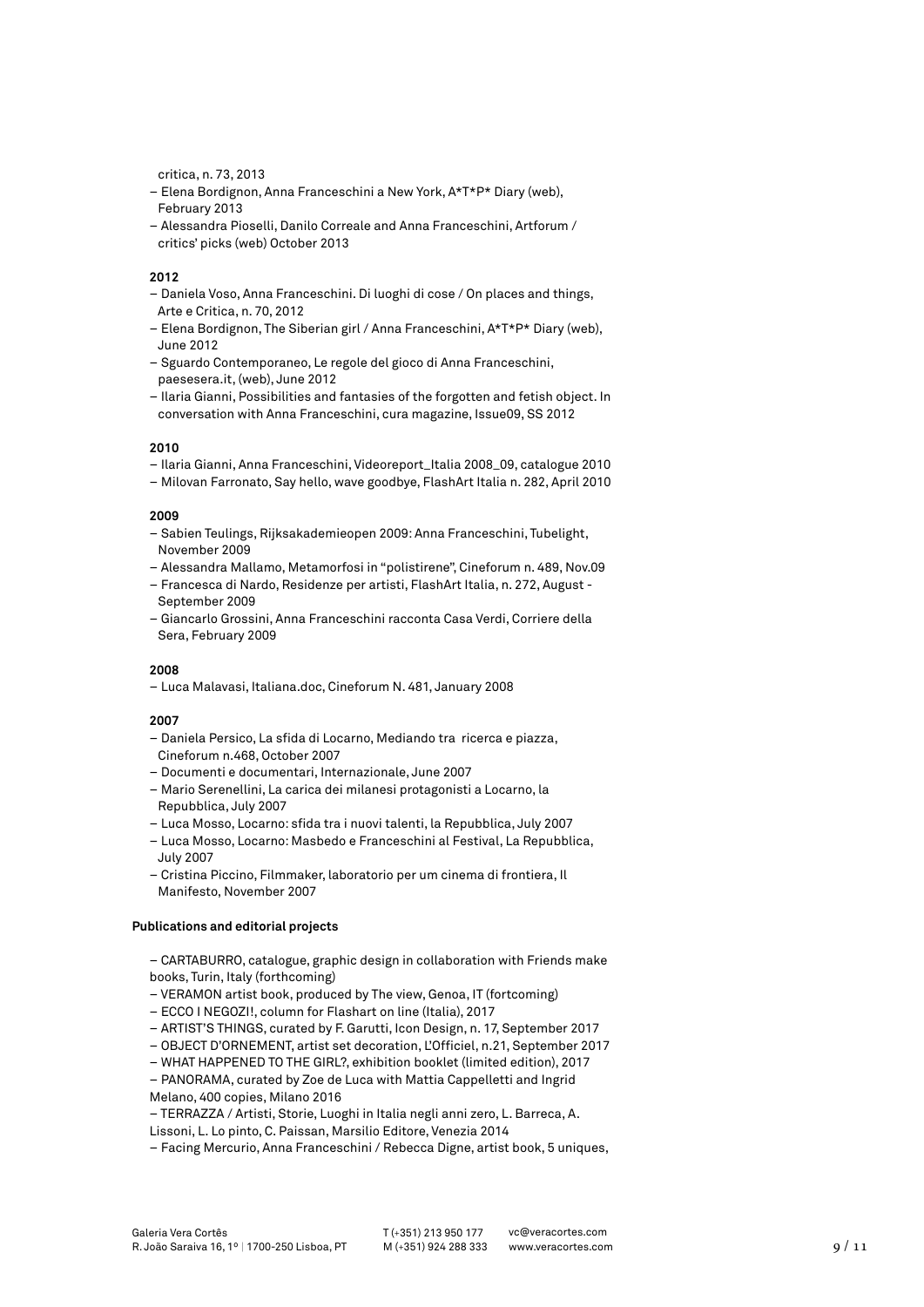critica, n. 73, 2013

- Elena Bordignon, Anna Franceschini a New York, A*T*P* Diary (web), February 2013
- Alessandra Pioselli, Danilo Correale and Anna Franceschini, Artforum / critics' picks (web) October 2013

**2012**

- Daniela Voso, Anna Franceschini. Di luoghi di cose / On places and things, Arte e Critica, n. 70, 2012
- Elena Bordignon, The Siberian girl / Anna Franceschini, A*T*P* Diary (web), June 2012
- Sguardo Contemporaneo, Le regole del gioco di Anna Franceschini, paesesera.it, (web), June 2012
- Ilaria Gianni, Possibilities and fantasies of the forgotten and fetish object. In conversation with Anna Franceschini, cura magazine, Issue09, SS 2012

**2010**

- Ilaria Gianni, Anna Franceschini, Videoreport_Italia 2008_09, catalogue 2010
- Milovan Farronato, Say hello, wave goodbye, FlashArt Italia n. 282, April 2010

**2009**

- Sabien Teulings, Rijksakademieopen 2009: Anna Franceschini, Tubelight, November 2009
- Alessandra Mallamo, Metamorfosi in "polistirene", Cineforum n. 489, Nov.09
- Francesca di Nardo, Residenze per artisti, FlashArt Italia, n. 272, August - September 2009
- Giancarlo Grossini, Anna Franceschini racconta Casa Verdi, Corriere della Sera, February 2009

**2008**

- Luca Malavasi, Italiana.doc, Cineforum N. 481, January 2008

**2007**

- Daniela Persico, La sfida di Locarno, Mediando tra ricerca e piazza, Cineforum n.468, October 2007
- Documenti e documentari, Internazionale, June 2007
- Mario Serenellini, La carica dei milanesi protagonisti a Locarno, la Repubblica, July 2007
- Luca Mosso, Locarno: sfida tra i nuovi talenti, la Repubblica, July 2007
- Luca Mosso, Locarno: Masbedo e Franceschini al Festival, La Repubblica, July 2007
- Cristina Piccino, Filmmaker, laboratorio per um cinema di frontiera, Il Manifesto, November 2007

**Publications and editorial projects**

- CARTABURRO, catalogue, graphic design in collaboration with Friends make books, Turin, Italy (forthcoming)
- VERAMON artist book, produced by The view, Genoa, IT (fortcoming)
- ECCO I NEGOZI!, column for Flashart on line (Italia), 2017
- ARTIST'S THINGS, curated by F. Garutti, Icon Design, n. 17, September 2017
- OBJECT D'ORNEMENT, artist set decoration, L'Officiel, n.21, September 2017
- WHAT HAPPENED TO THE GIRL?, exhibition booklet (limited edition), 2017
- PANORAMA, curated by Zoe de Luca with Mattia Cappelletti and Ingrid Melano, 400 copies, Milano 2016
- TERRAZZA / Artisti, Storie, Luoghi in Italia negli anni zero, L. Barreca, A. Lissoni, L. Lo pinto, C. Paissan, Marsilio Editore, Venezia 2014
- Facing Mercurio, Anna Franceschini / Rebecca Digne, artist book, 5 uniques,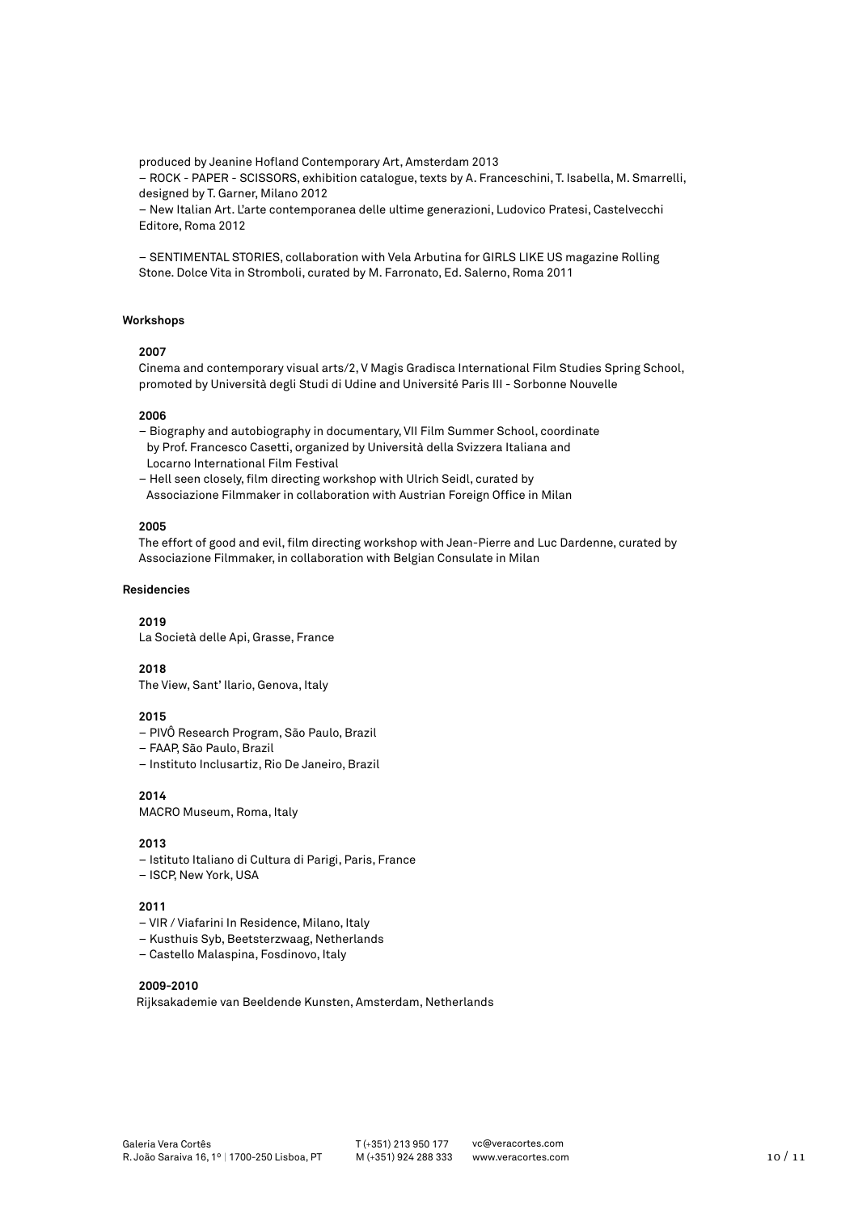produced by Jeanine Hofland Contemporary Art, Amsterdam 2013
– ROCK - PAPER - SCISSORS, exhibition catalogue, texts by A. Franceschini, T. Isabella, M. Smarrelli, designed by T. Garner, Milano 2012
– New Italian Art. L'arte contemporanea delle ultime generazioni, Ludovico Pratesi, Castelvecchi Editore, Roma 2012

– SENTIMENTAL STORIES, collaboration with Vela Arbutina for GIRLS LIKE US magazine Rolling Stone. Dolce Vita in Stromboli, curated by M. Farronato, Ed. Salerno, Roma 2011

**Workshops**

**2007**
Cinema and contemporary visual arts/2, V Magis Gradisca International Film Studies Spring School, promoted by Università degli Studi di Udine and Université Paris III - Sorbonne Nouvelle

**2006**
– Biography and autobiography in documentary, VII Film Summer School, coordinate by Prof. Francesco Casetti, organized by Università della Svizzera Italiana and Locarno International Film Festival
– Hell seen closely, film directing workshop with Ulrich Seidl, curated by Associazione Filmmaker in collaboration with Austrian Foreign Office in Milan

**2005**
The effort of good and evil, film directing workshop with Jean-Pierre and Luc Dardenne, curated by Associazione Filmmaker, in collaboration with Belgian Consulate in Milan

**Residencies**

**2019**
La Società delle Api, Grasse, France

**2018**
The View, Sant' Ilario, Genova, Italy

**2015**
– PIVÔ Research Program, São Paulo, Brazil
– FAAP, São Paulo, Brazil
– Instituto Inclusartiz, Rio De Janeiro, Brazil

**2014**
MACRO Museum, Roma, Italy

**2013**
– Istituto Italiano di Cultura di Parigi, Paris, France
– ISCP, New York, USA

**2011**
– VIR / Viafarini In Residence, Milano, Italy
– Kusthuis Syb, Beetsterzwaag, Netherlands
– Castello Malaspina, Fosdinovo, Italy

**2009-2010**
Rijksakademie van Beeldende Kunsten, Amsterdam, Netherlands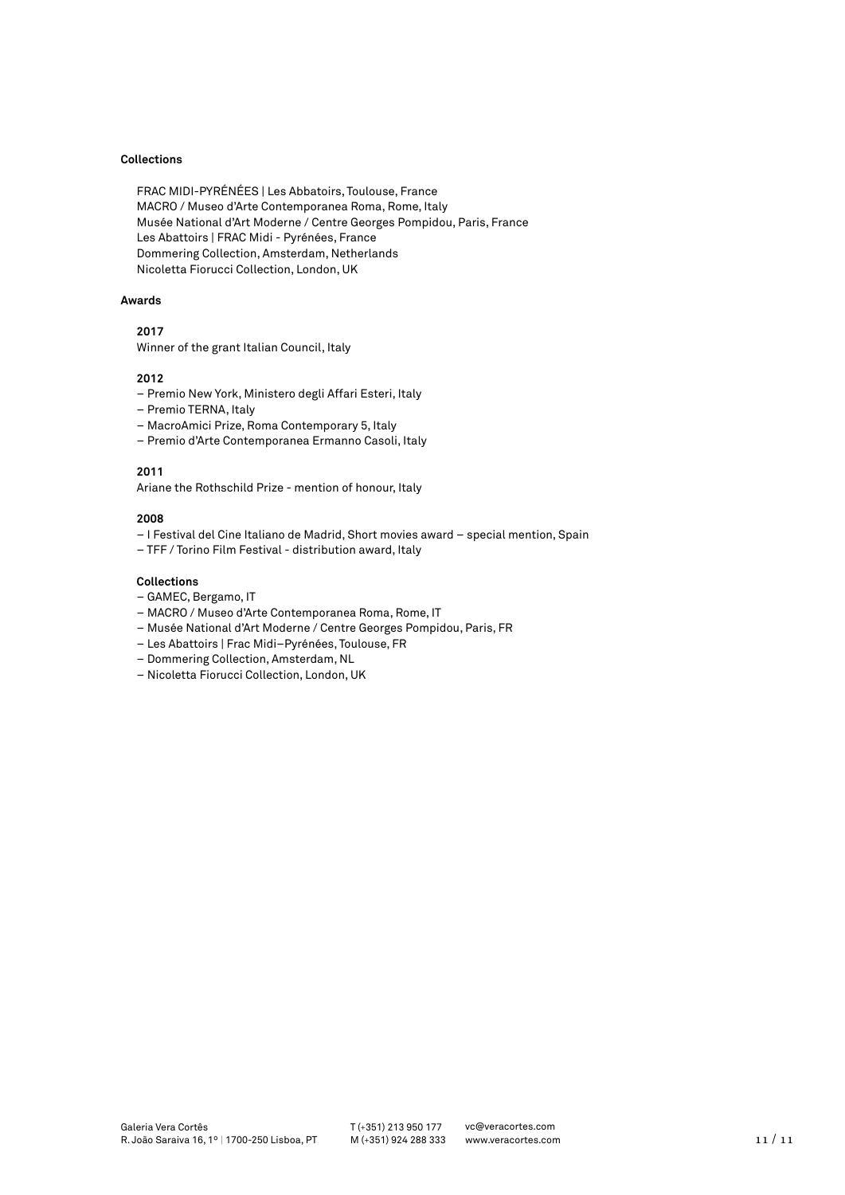**Collections**

FRAC MIDI-PYRÉNÉES | Les Abbatoirs, Toulouse, France
MACRO / Museo d'Arte Contemporanea Roma, Rome, Italy
Musée National d'Art Moderne / Centre Georges Pompidou, Paris, France
Les Abattoirs | FRAC Midi - Pyrénées, France
Dommering Collection, Amsterdam, Netherlands
Nicoletta Fiorucci Collection, London, UK

**Awards**

**2017**
Winner of the grant Italian Council, Italy

**2012**
– Premio New York, Ministero degli Affari Esteri, Italy
– Premio TERNA, Italy
– MacroAmici Prize, Roma Contemporary 5, Italy
– Premio d'Arte Contemporanea Ermanno Casoli, Italy

**2011**
Ariane the Rothschild Prize - mention of honour, Italy

**2008**
– I Festival del Cine Italiano de Madrid, Short movies award – special mention, Spain
– TFF / Torino Film Festival - distribution award, Italy

**Collections**
– GAMEC, Bergamo, IT
– MACRO / Museo d'Arte Contemporanea Roma, Rome, IT
– Musée National d'Art Moderne / Centre Georges Pompidou, Paris, FR
– Les Abattoirs | Frac Midi–Pyrénées, Toulouse, FR
– Dommering Collection, Amsterdam, NL
– Nicoletta Fiorucci Collection, London, UK